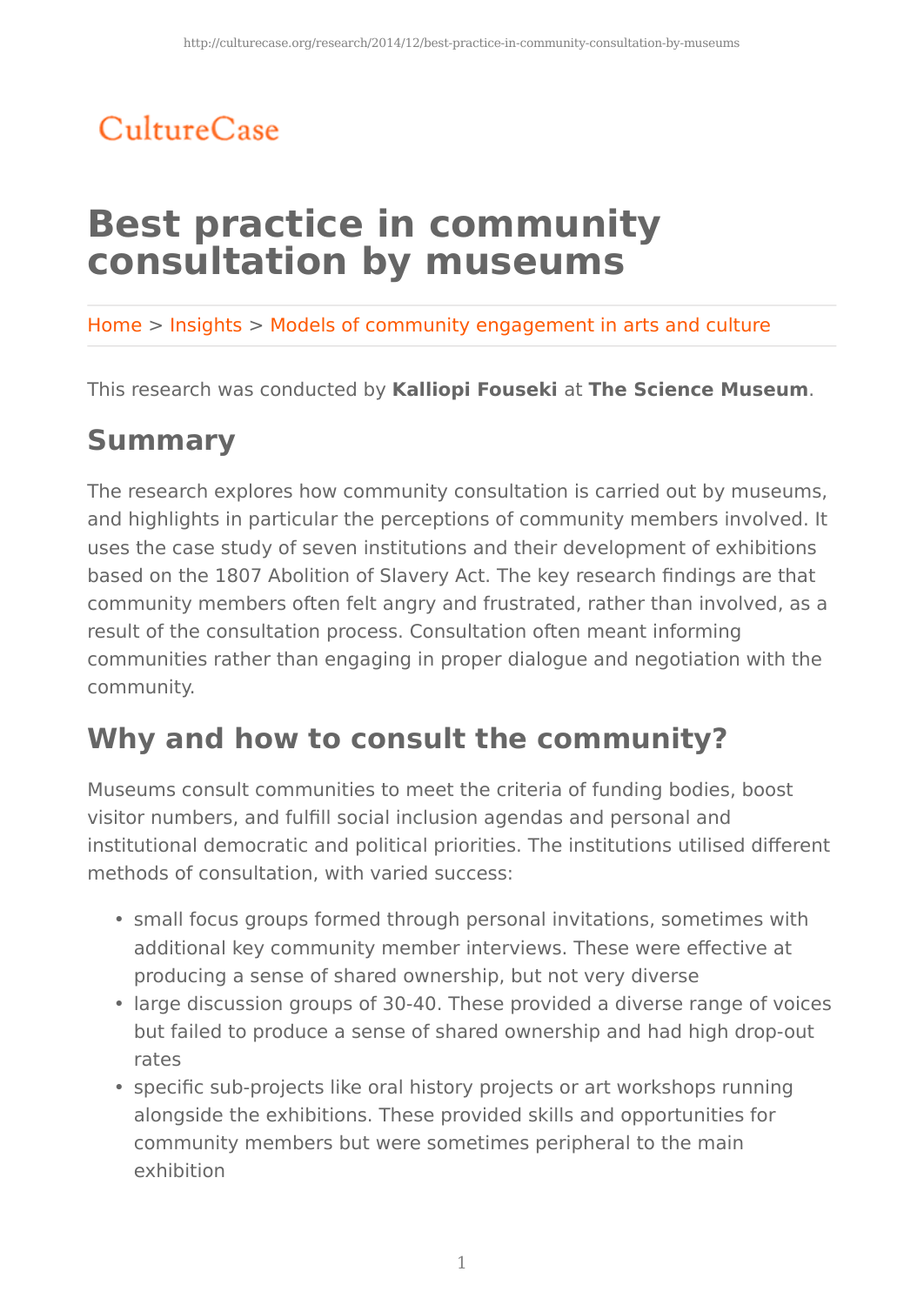CultureCase

# Best practice in community consultation by museums

Home > Insights > Models of community engagement in arts and culture

This research was conducted by **Kalliopi Fouseki** at **The Science Museum**.

## Summary

The research explores how community consultation is carried out by museums, and highlights in particular the perceptions of community members involved. It uses the case study of seven institutions and their development of exhibitions based on the 1807 Abolition of Slavery Act. The key research findings are that community members often felt angry and frustrated, rather than involved, as a result of the consultation process. Consultation often meant informing communities rather than engaging in proper dialogue and negotiation with the community.

## Why and how to consult the community?

Museums consult communities to meet the criteria of funding bodies, boost visitor numbers, and fulfill social inclusion agendas and personal and institutional democratic and political priorities. The institutions utilised different methods of consultation, with varied success:

- small focus groups formed through personal invitations, sometimes with additional key community member interviews. These were effective at producing a sense of shared ownership, but not very diverse
- large discussion groups of 30-40. These provided a diverse range of voices but failed to produce a sense of shared ownership and had high drop-out rates
- specific sub-projects like oral history projects or art workshops running alongside the exhibitions. These provided skills and opportunities for community members but were sometimes peripheral to the main exhibition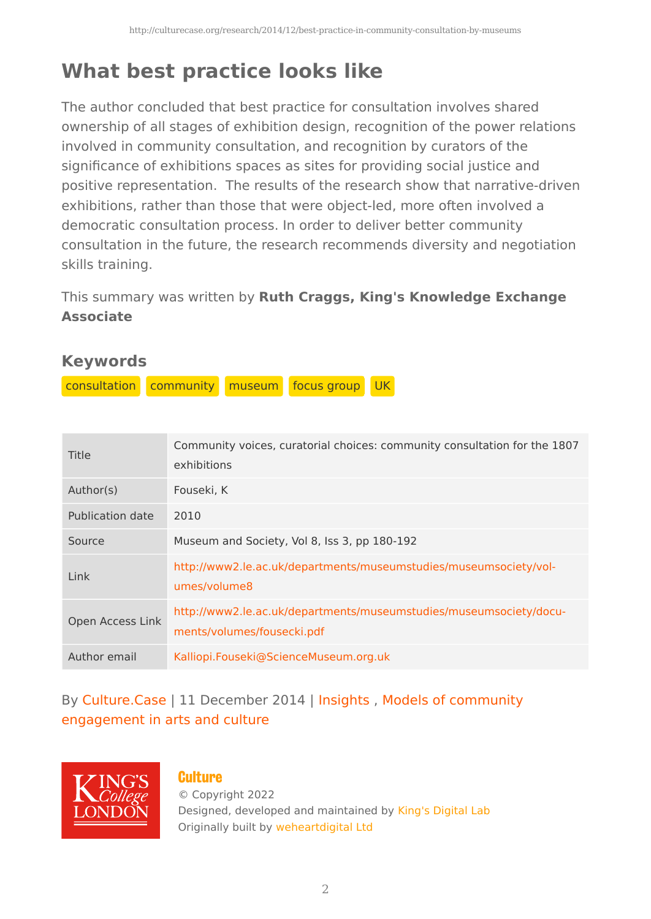# What best practice looks like

The author concluded that best practice for consultation involves shared ownership of all stages of exhibition design, recognition of the power relations involved in community consultation, and recognition by curators of the significance of exhibitions spaces as sites for providing social justice and positive representation. The results of the research show that narrative-driven exhibitions, rather than those that were object-led, more often involved a democratic consultation process. In order to deliver better community consultation in the future, the research recommends diversity and negotiation skills training.

This summary was written by **Ruth Craggs, King's Knowledge Exchange Associate**

## Keywords

consultation community museum focus group UK

| | |
|---|---|
| Title | Community voices, curatorial choices: community consultation for the 1807 exhibitions |
| Author(s) | Fouseki, K |
| Publication date | 2010 |
| Source | Museum and Society, Vol 8, Iss 3, pp 180-192 |
| Link | http://www2.le.ac.uk/departments/museumstudies/museumsociety/volumes/volume8 |
| Open Access Link | http://www2.le.ac.uk/departments/museumstudies/museumsociety/documents/volumes/fousecki.pdf |
| Author email | Kalliopi.Fouseki@ScienceMuseum.org.uk |

By Culture.Case | 11 December 2014 | Insights , Models of community engagement in arts and culture

KING'S College LONDON

Culture
© Copyright 2022
Designed, developed and maintained by King's Digital Lab
Originally built by weheartdigital Ltd